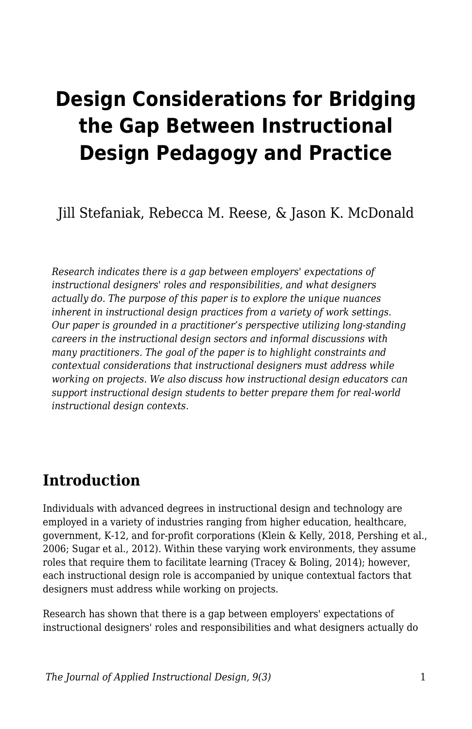# Design Considerations for Bridging the Gap Between Instructional Design Pedagogy and Practice

Jill Stefaniak, Rebecca M. Reese, & Jason K. McDonald

*Research indicates there is a gap between employers' expectations of instructional designers' roles and responsibilities, and what designers actually do. The purpose of this paper is to explore the unique nuances inherent in instructional design practices from a variety of work settings. Our paper is grounded in a practitioner's perspective utilizing long-standing careers in the instructional design sectors and informal discussions with many practitioners. The goal of the paper is to highlight constraints and contextual considerations that instructional designers must address while working on projects. We also discuss how instructional design educators can support instructional design students to better prepare them for real-world instructional design contexts.*

## Introduction

Individuals with advanced degrees in instructional design and technology are employed in a variety of industries ranging from higher education, healthcare, government, K-12, and for-profit corporations (Klein & Kelly, 2018, Pershing et al., 2006; Sugar et al., 2012). Within these varying work environments, they assume roles that require them to facilitate learning (Tracey & Boling, 2014); however, each instructional design role is accompanied by unique contextual factors that designers must address while working on projects.

Research has shown that there is a gap between employers' expectations of instructional designers' roles and responsibilities and what designers actually do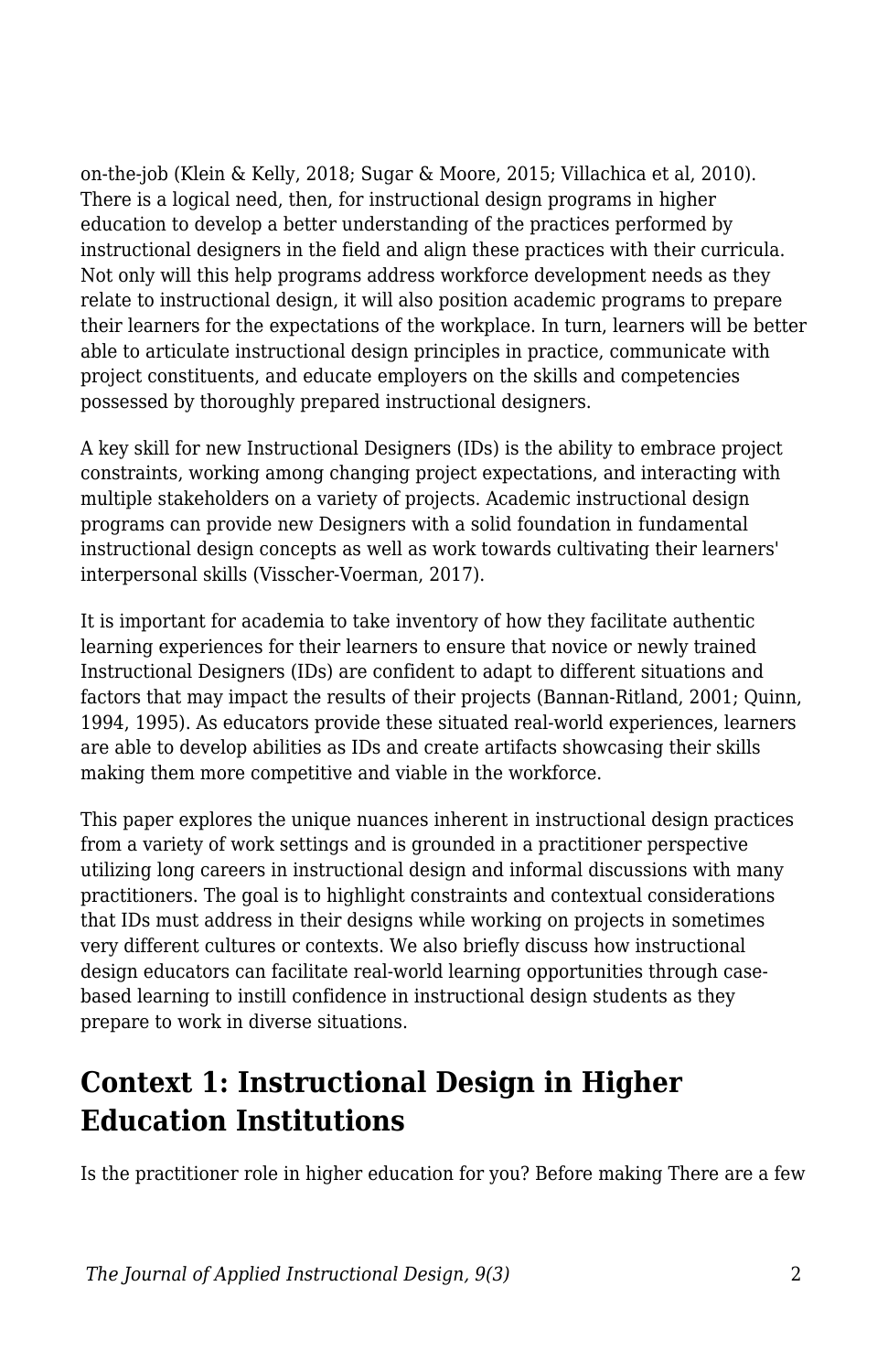on-the-job (Klein & Kelly, 2018; Sugar & Moore, 2015; Villachica et al, 2010). There is a logical need, then, for instructional design programs in higher education to develop a better understanding of the practices performed by instructional designers in the field and align these practices with their curricula. Not only will this help programs address workforce development needs as they relate to instructional design, it will also position academic programs to prepare their learners for the expectations of the workplace. In turn, learners will be better able to articulate instructional design principles in practice, communicate with project constituents, and educate employers on the skills and competencies possessed by thoroughly prepared instructional designers.

A key skill for new Instructional Designers (IDs) is the ability to embrace project constraints, working among changing project expectations, and interacting with multiple stakeholders on a variety of projects. Academic instructional design programs can provide new Designers with a solid foundation in fundamental instructional design concepts as well as work towards cultivating their learners' interpersonal skills (Visscher-Voerman, 2017).

It is important for academia to take inventory of how they facilitate authentic learning experiences for their learners to ensure that novice or newly trained Instructional Designers (IDs) are confident to adapt to different situations and factors that may impact the results of their projects (Bannan-Ritland, 2001; Quinn, 1994, 1995). As educators provide these situated real-world experiences, learners are able to develop abilities as IDs and create artifacts showcasing their skills making them more competitive and viable in the workforce.

This paper explores the unique nuances inherent in instructional design practices from a variety of work settings and is grounded in a practitioner perspective utilizing long careers in instructional design and informal discussions with many practitioners. The goal is to highlight constraints and contextual considerations that IDs must address in their designs while working on projects in sometimes very different cultures or contexts. We also briefly discuss how instructional design educators can facilitate real-world learning opportunities through case-based learning to instill confidence in instructional design students as they prepare to work in diverse situations.

## Context 1: Instructional Design in Higher Education Institutions

Is the practitioner role in higher education for you? Before making There are a few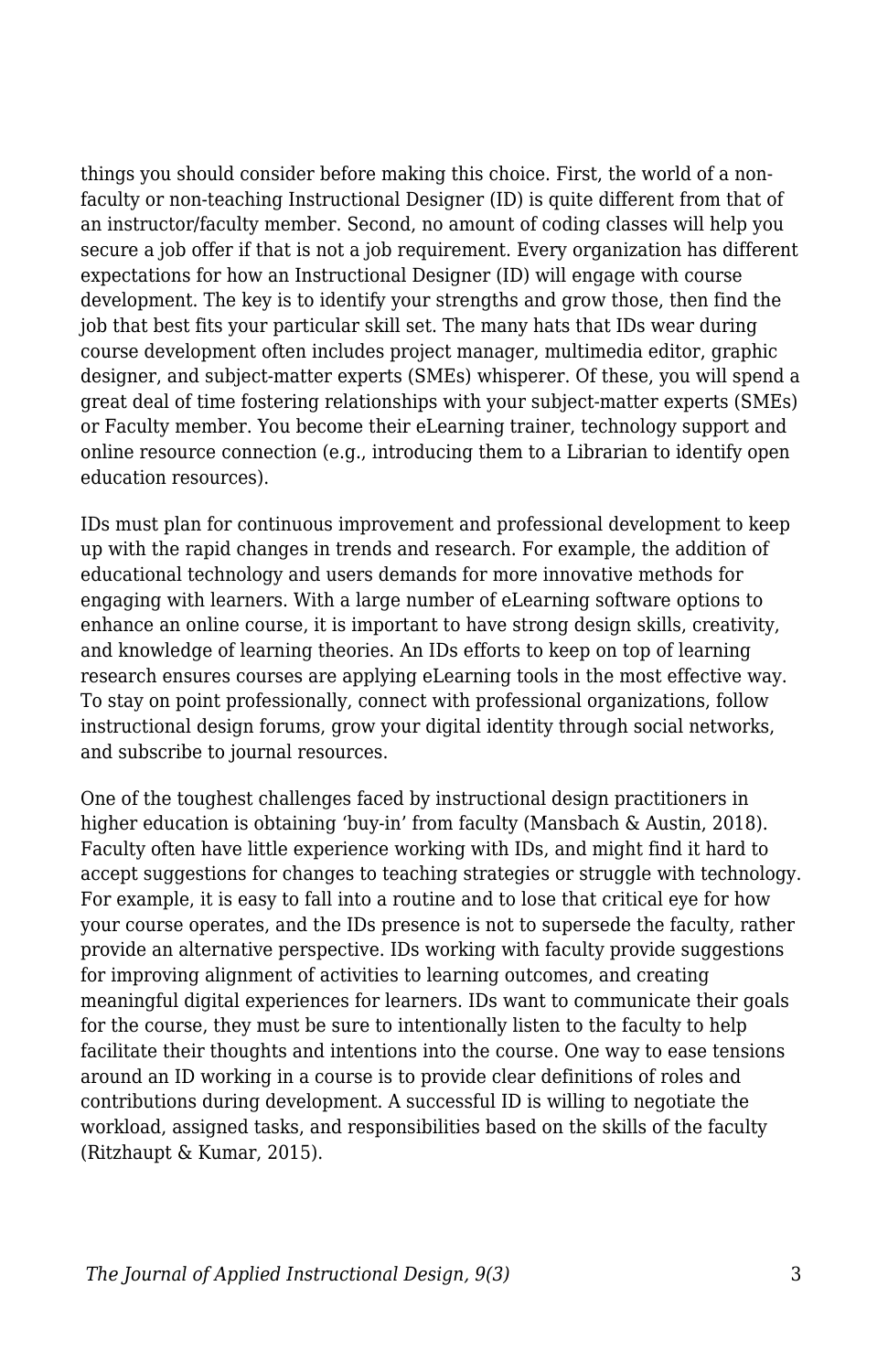things you should consider before making this choice. First, the world of a non-faculty or non-teaching Instructional Designer (ID) is quite different from that of an instructor/faculty member. Second, no amount of coding classes will help you secure a job offer if that is not a job requirement. Every organization has different expectations for how an Instructional Designer (ID) will engage with course development. The key is to identify your strengths and grow those, then find the job that best fits your particular skill set. The many hats that IDs wear during course development often includes project manager, multimedia editor, graphic designer, and subject-matter experts (SMEs) whisperer. Of these, you will spend a great deal of time fostering relationships with your subject-matter experts (SMEs) or Faculty member. You become their eLearning trainer, technology support and online resource connection (e.g., introducing them to a Librarian to identify open education resources).

IDs must plan for continuous improvement and professional development to keep up with the rapid changes in trends and research. For example, the addition of educational technology and users demands for more innovative methods for engaging with learners. With a large number of eLearning software options to enhance an online course, it is important to have strong design skills, creativity, and knowledge of learning theories. An IDs efforts to keep on top of learning research ensures courses are applying eLearning tools in the most effective way. To stay on point professionally, connect with professional organizations, follow instructional design forums, grow your digital identity through social networks, and subscribe to journal resources.

One of the toughest challenges faced by instructional design practitioners in higher education is obtaining 'buy-in' from faculty (Mansbach & Austin, 2018). Faculty often have little experience working with IDs, and might find it hard to accept suggestions for changes to teaching strategies or struggle with technology. For example, it is easy to fall into a routine and to lose that critical eye for how your course operates, and the IDs presence is not to supersede the faculty, rather provide an alternative perspective. IDs working with faculty provide suggestions for improving alignment of activities to learning outcomes, and creating meaningful digital experiences for learners. IDs want to communicate their goals for the course, they must be sure to intentionally listen to the faculty to help facilitate their thoughts and intentions into the course. One way to ease tensions around an ID working in a course is to provide clear definitions of roles and contributions during development. A successful ID is willing to negotiate the workload, assigned tasks, and responsibilities based on the skills of the faculty (Ritzhaupt & Kumar, 2015).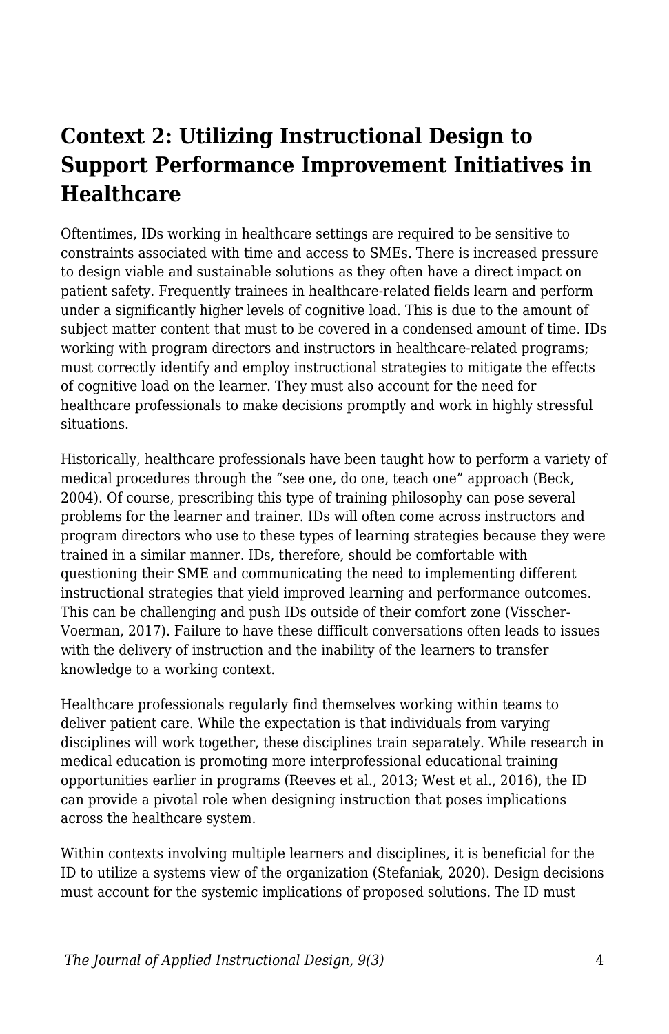## Context 2: Utilizing Instructional Design to Support Performance Improvement Initiatives in Healthcare

Oftentimes, IDs working in healthcare settings are required to be sensitive to constraints associated with time and access to SMEs. There is increased pressure to design viable and sustainable solutions as they often have a direct impact on patient safety. Frequently trainees in healthcare-related fields learn and perform under a significantly higher levels of cognitive load. This is due to the amount of subject matter content that must to be covered in a condensed amount of time. IDs working with program directors and instructors in healthcare-related programs; must correctly identify and employ instructional strategies to mitigate the effects of cognitive load on the learner. They must also account for the need for healthcare professionals to make decisions promptly and work in highly stressful situations.

Historically, healthcare professionals have been taught how to perform a variety of medical procedures through the "see one, do one, teach one" approach (Beck, 2004). Of course, prescribing this type of training philosophy can pose several problems for the learner and trainer. IDs will often come across instructors and program directors who use to these types of learning strategies because they were trained in a similar manner. IDs, therefore, should be comfortable with questioning their SME and communicating the need to implementing different instructional strategies that yield improved learning and performance outcomes. This can be challenging and push IDs outside of their comfort zone (Visscher-Voerman, 2017). Failure to have these difficult conversations often leads to issues with the delivery of instruction and the inability of the learners to transfer knowledge to a working context.

Healthcare professionals regularly find themselves working within teams to deliver patient care. While the expectation is that individuals from varying disciplines will work together, these disciplines train separately. While research in medical education is promoting more interprofessional educational training opportunities earlier in programs (Reeves et al., 2013; West et al., 2016), the ID can provide a pivotal role when designing instruction that poses implications across the healthcare system.

Within contexts involving multiple learners and disciplines, it is beneficial for the ID to utilize a systems view of the organization (Stefaniak, 2020). Design decisions must account for the systemic implications of proposed solutions. The ID must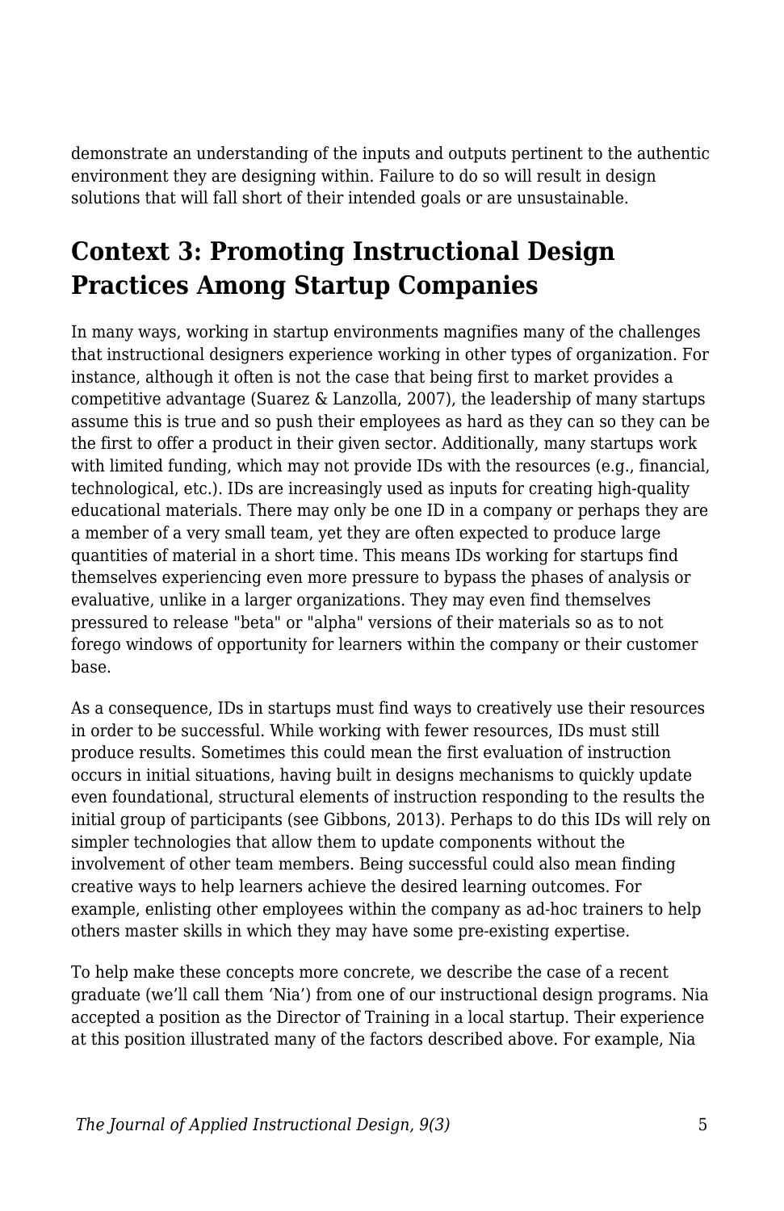demonstrate an understanding of the inputs and outputs pertinent to the authentic environment they are designing within. Failure to do so will result in design solutions that will fall short of their intended goals or are unsustainable.

## Context 3: Promoting Instructional Design Practices Among Startup Companies

In many ways, working in startup environments magnifies many of the challenges that instructional designers experience working in other types of organization. For instance, although it often is not the case that being first to market provides a competitive advantage (Suarez & Lanzolla, 2007), the leadership of many startups assume this is true and so push their employees as hard as they can so they can be the first to offer a product in their given sector. Additionally, many startups work with limited funding, which may not provide IDs with the resources (e.g., financial, technological, etc.). IDs are increasingly used as inputs for creating high-quality educational materials. There may only be one ID in a company or perhaps they are a member of a very small team, yet they are often expected to produce large quantities of material in a short time. This means IDs working for startups find themselves experiencing even more pressure to bypass the phases of analysis or evaluative, unlike in a larger organizations. They may even find themselves pressured to release "beta" or "alpha" versions of their materials so as to not forego windows of opportunity for learners within the company or their customer base.

As a consequence, IDs in startups must find ways to creatively use their resources in order to be successful. While working with fewer resources, IDs must still produce results. Sometimes this could mean the first evaluation of instruction occurs in initial situations, having built in designs mechanisms to quickly update even foundational, structural elements of instruction responding to the results the initial group of participants (see Gibbons, 2013). Perhaps to do this IDs will rely on simpler technologies that allow them to update components without the involvement of other team members. Being successful could also mean finding creative ways to help learners achieve the desired learning outcomes. For example, enlisting other employees within the company as ad-hoc trainers to help others master skills in which they may have some pre-existing expertise.

To help make these concepts more concrete, we describe the case of a recent graduate (we'll call them 'Nia') from one of our instructional design programs. Nia accepted a position as the Director of Training in a local startup. Their experience at this position illustrated many of the factors described above. For example, Nia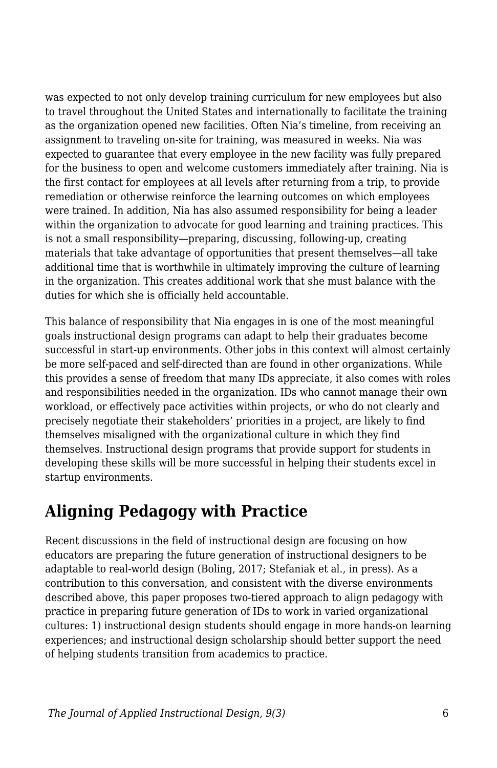was expected to not only develop training curriculum for new employees but also to travel throughout the United States and internationally to facilitate the training as the organization opened new facilities. Often Nia's timeline, from receiving an assignment to traveling on-site for training, was measured in weeks. Nia was expected to guarantee that every employee in the new facility was fully prepared for the business to open and welcome customers immediately after training. Nia is the first contact for employees at all levels after returning from a trip, to provide remediation or otherwise reinforce the learning outcomes on which employees were trained. In addition, Nia has also assumed responsibility for being a leader within the organization to advocate for good learning and training practices. This is not a small responsibility—preparing, discussing, following-up, creating materials that take advantage of opportunities that present themselves—all take additional time that is worthwhile in ultimately improving the culture of learning in the organization. This creates additional work that she must balance with the duties for which she is officially held accountable.

This balance of responsibility that Nia engages in is one of the most meaningful goals instructional design programs can adapt to help their graduates become successful in start-up environments. Other jobs in this context will almost certainly be more self-paced and self-directed than are found in other organizations. While this provides a sense of freedom that many IDs appreciate, it also comes with roles and responsibilities needed in the organization. IDs who cannot manage their own workload, or effectively pace activities within projects, or who do not clearly and precisely negotiate their stakeholders' priorities in a project, are likely to find themselves misaligned with the organizational culture in which they find themselves. Instructional design programs that provide support for students in developing these skills will be more successful in helping their students excel in startup environments.

## Aligning Pedagogy with Practice

Recent discussions in the field of instructional design are focusing on how educators are preparing the future generation of instructional designers to be adaptable to real-world design (Boling, 2017; Stefaniak et al., in press). As a contribution to this conversation, and consistent with the diverse environments described above, this paper proposes two-tiered approach to align pedagogy with practice in preparing future generation of IDs to work in varied organizational cultures: 1) instructional design students should engage in more hands-on learning experiences; and instructional design scholarship should better support the need of helping students transition from academics to practice.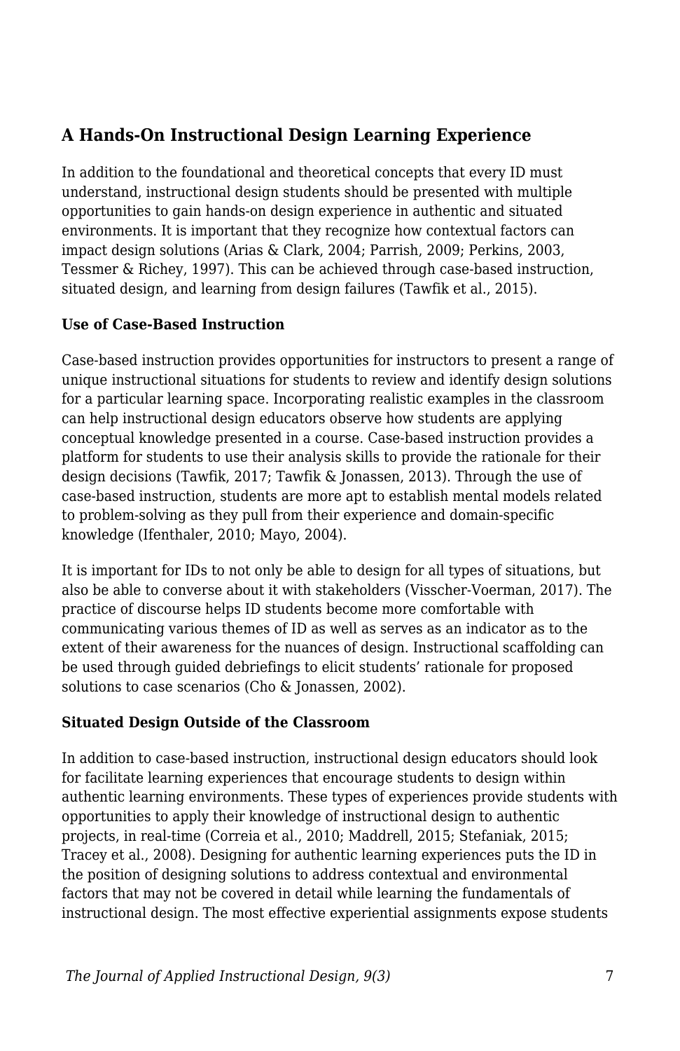## A Hands-On Instructional Design Learning Experience

In addition to the foundational and theoretical concepts that every ID must understand, instructional design students should be presented with multiple opportunities to gain hands-on design experience in authentic and situated environments. It is important that they recognize how contextual factors can impact design solutions (Arias & Clark, 2004; Parrish, 2009; Perkins, 2003, Tessmer & Richey, 1997). This can be achieved through case-based instruction, situated design, and learning from design failures (Tawfik et al., 2015).

**Use of Case-Based Instruction**

Case-based instruction provides opportunities for instructors to present a range of unique instructional situations for students to review and identify design solutions for a particular learning space. Incorporating realistic examples in the classroom can help instructional design educators observe how students are applying conceptual knowledge presented in a course. Case-based instruction provides a platform for students to use their analysis skills to provide the rationale for their design decisions (Tawfik, 2017; Tawfik & Jonassen, 2013). Through the use of case-based instruction, students are more apt to establish mental models related to problem-solving as they pull from their experience and domain-specific knowledge (Ifenthaler, 2010; Mayo, 2004).

It is important for IDs to not only be able to design for all types of situations, but also be able to converse about it with stakeholders (Visscher-Voerman, 2017). The practice of discourse helps ID students become more comfortable with communicating various themes of ID as well as serves as an indicator as to the extent of their awareness for the nuances of design. Instructional scaffolding can be used through guided debriefings to elicit students' rationale for proposed solutions to case scenarios (Cho & Jonassen, 2002).

**Situated Design Outside of the Classroom**

In addition to case-based instruction, instructional design educators should look for facilitate learning experiences that encourage students to design within authentic learning environments. These types of experiences provide students with opportunities to apply their knowledge of instructional design to authentic projects, in real-time (Correia et al., 2010; Maddrell, 2015; Stefaniak, 2015; Tracey et al., 2008). Designing for authentic learning experiences puts the ID in the position of designing solutions to address contextual and environmental factors that may not be covered in detail while learning the fundamentals of instructional design. The most effective experiential assignments expose students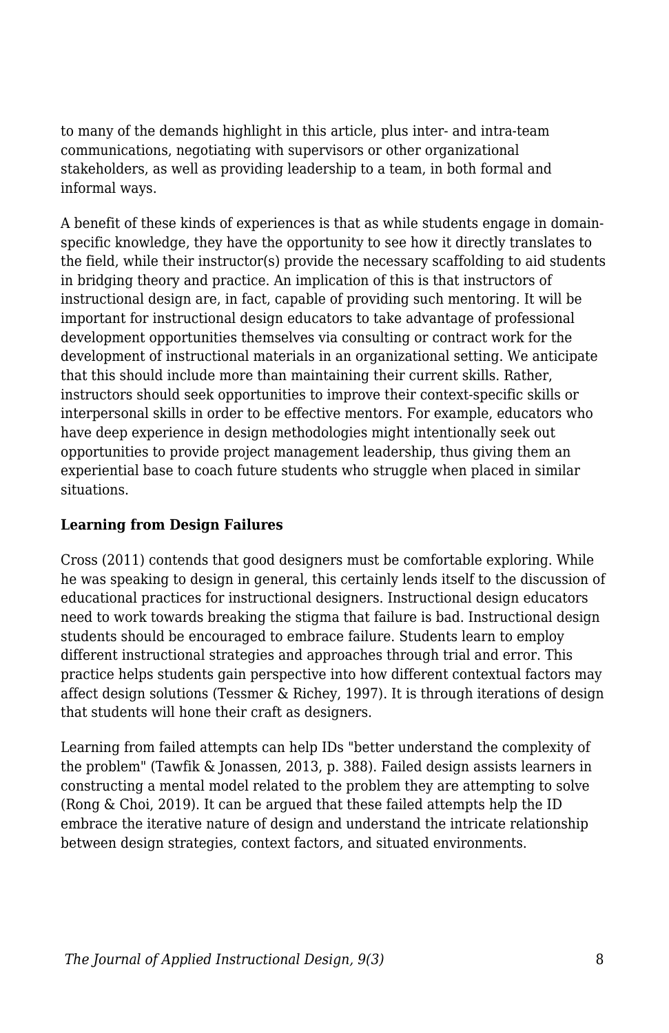to many of the demands highlight in this article, plus inter- and intra-team communications, negotiating with supervisors or other organizational stakeholders, as well as providing leadership to a team, in both formal and informal ways.

A benefit of these kinds of experiences is that as while students engage in domain-specific knowledge, they have the opportunity to see how it directly translates to the field, while their instructor(s) provide the necessary scaffolding to aid students in bridging theory and practice. An implication of this is that instructors of instructional design are, in fact, capable of providing such mentoring. It will be important for instructional design educators to take advantage of professional development opportunities themselves via consulting or contract work for the development of instructional materials in an organizational setting. We anticipate that this should include more than maintaining their current skills. Rather, instructors should seek opportunities to improve their context-specific skills or interpersonal skills in order to be effective mentors. For example, educators who have deep experience in design methodologies might intentionally seek out opportunities to provide project management leadership, thus giving them an experiential base to coach future students who struggle when placed in similar situations.

**Learning from Design Failures**

Cross (2011) contends that good designers must be comfortable exploring. While he was speaking to design in general, this certainly lends itself to the discussion of educational practices for instructional designers. Instructional design educators need to work towards breaking the stigma that failure is bad. Instructional design students should be encouraged to embrace failure. Students learn to employ different instructional strategies and approaches through trial and error. This practice helps students gain perspective into how different contextual factors may affect design solutions (Tessmer & Richey, 1997). It is through iterations of design that students will hone their craft as designers.

Learning from failed attempts can help IDs "better understand the complexity of the problem" (Tawfik & Jonassen, 2013, p. 388). Failed design assists learners in constructing a mental model related to the problem they are attempting to solve (Rong & Choi, 2019). It can be argued that these failed attempts help the ID embrace the iterative nature of design and understand the intricate relationship between design strategies, context factors, and situated environments.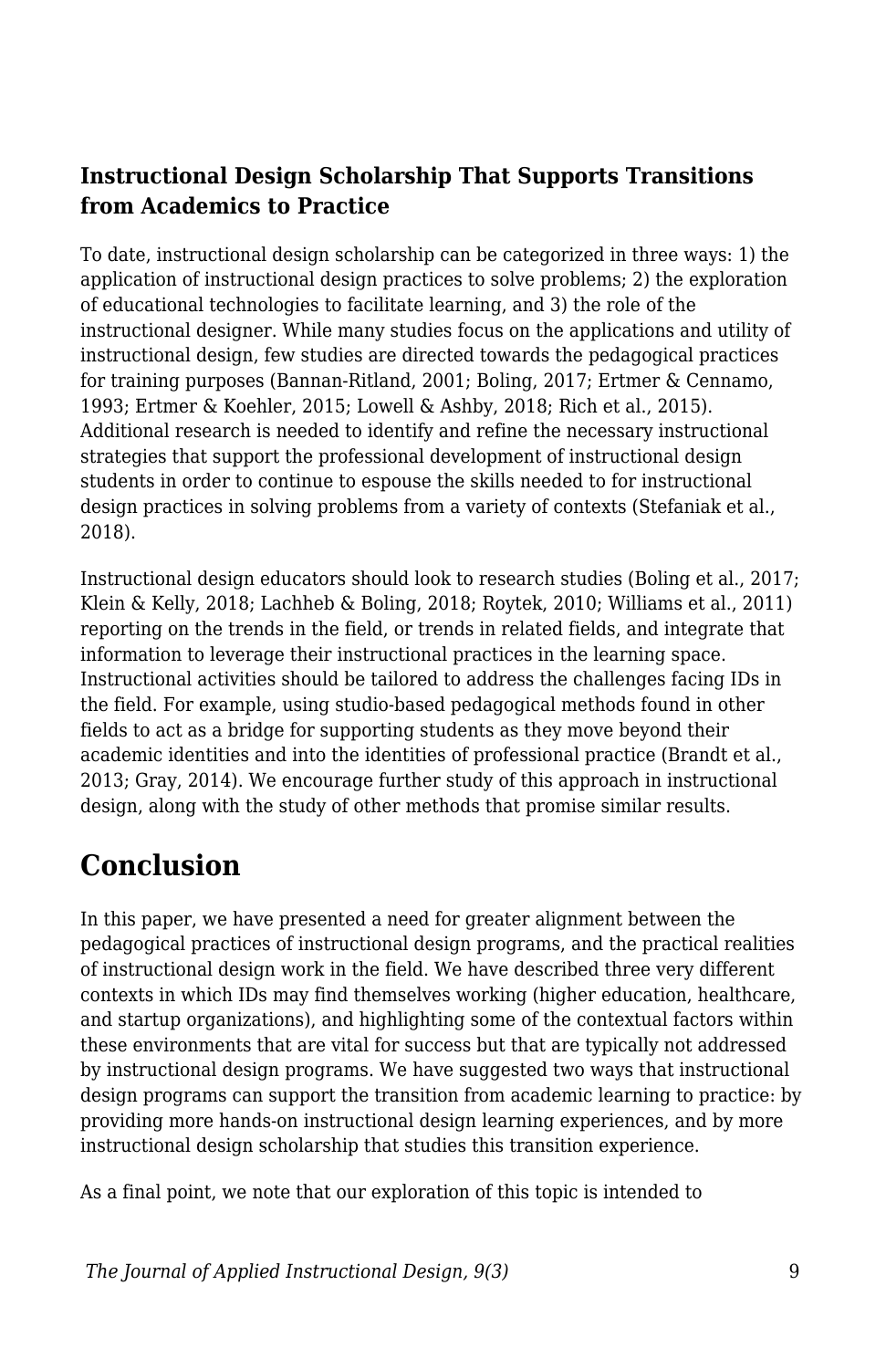### Instructional Design Scholarship That Supports Transitions from Academics to Practice

To date, instructional design scholarship can be categorized in three ways: 1) the application of instructional design practices to solve problems; 2) the exploration of educational technologies to facilitate learning, and 3) the role of the instructional designer. While many studies focus on the applications and utility of instructional design, few studies are directed towards the pedagogical practices for training purposes (Bannan-Ritland, 2001; Boling, 2017; Ertmer & Cennamo, 1993; Ertmer & Koehler, 2015; Lowell & Ashby, 2018; Rich et al., 2015). Additional research is needed to identify and refine the necessary instructional strategies that support the professional development of instructional design students in order to continue to espouse the skills needed to for instructional design practices in solving problems from a variety of contexts (Stefaniak et al., 2018).

Instructional design educators should look to research studies (Boling et al., 2017; Klein & Kelly, 2018; Lachheb & Boling, 2018; Roytek, 2010; Williams et al., 2011) reporting on the trends in the field, or trends in related fields, and integrate that information to leverage their instructional practices in the learning space. Instructional activities should be tailored to address the challenges facing IDs in the field. For example, using studio-based pedagogical methods found in other fields to act as a bridge for supporting students as they move beyond their academic identities and into the identities of professional practice (Brandt et al., 2013; Gray, 2014). We encourage further study of this approach in instructional design, along with the study of other methods that promise similar results.

## Conclusion

In this paper, we have presented a need for greater alignment between the pedagogical practices of instructional design programs, and the practical realities of instructional design work in the field. We have described three very different contexts in which IDs may find themselves working (higher education, healthcare, and startup organizations), and highlighting some of the contextual factors within these environments that are vital for success but that are typically not addressed by instructional design programs. We have suggested two ways that instructional design programs can support the transition from academic learning to practice: by providing more hands-on instructional design learning experiences, and by more instructional design scholarship that studies this transition experience.

As a final point, we note that our exploration of this topic is intended to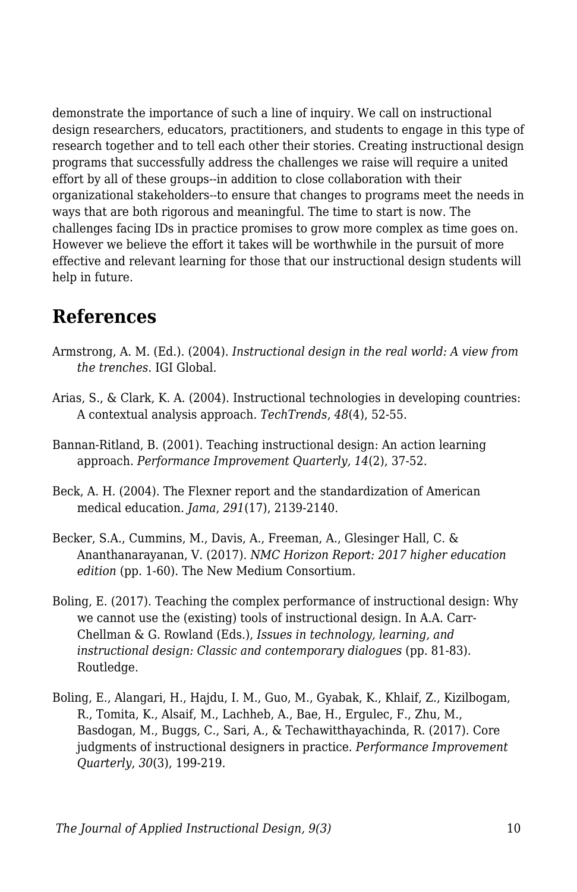demonstrate the importance of such a line of inquiry. We call on instructional design researchers, educators, practitioners, and students to engage in this type of research together and to tell each other their stories. Creating instructional design programs that successfully address the challenges we raise will require a united effort by all of these groups--in addition to close collaboration with their organizational stakeholders--to ensure that changes to programs meet the needs in ways that are both rigorous and meaningful. The time to start is now. The challenges facing IDs in practice promises to grow more complex as time goes on. However we believe the effort it takes will be worthwhile in the pursuit of more effective and relevant learning for those that our instructional design students will help in future.

## References

Armstrong, A. M. (Ed.). (2004). *Instructional design in the real world: A view from the trenches*. IGI Global.

Arias, S., & Clark, K. A. (2004). Instructional technologies in developing countries: A contextual analysis approach. *TechTrends*, *48*(4), 52-55.

Bannan-Ritland, B. (2001). Teaching instructional design: An action learning approach. *Performance Improvement Quarterly, 14*(2), 37-52.

Beck, A. H. (2004). The Flexner report and the standardization of American medical education. *Jama*, *291*(17), 2139-2140.

Becker, S.A., Cummins, M., Davis, A., Freeman, A., Glesinger Hall, C. & Ananthanarayanan, V. (2017). *NMC Horizon Report: 2017 higher education edition* (pp. 1-60). The New Medium Consortium.

Boling, E. (2017). Teaching the complex performance of instructional design: Why we cannot use the (existing) tools of instructional design. In A.A. Carr-Chellman & G. Rowland (Eds.), *Issues in technology, learning, and instructional design: Classic and contemporary dialogues* (pp. 81-83). Routledge.

Boling, E., Alangari, H., Hajdu, I. M., Guo, M., Gyabak, K., Khlaif, Z., Kizilbogam, R., Tomita, K., Alsaif, M., Lachheb, A., Bae, H., Ergulec, F., Zhu, M., Basdogan, M., Buggs, C., Sari, A., & Techawitthayachinda, R. (2017). Core judgments of instructional designers in practice. *Performance Improvement Quarterly*, *30*(3), 199-219.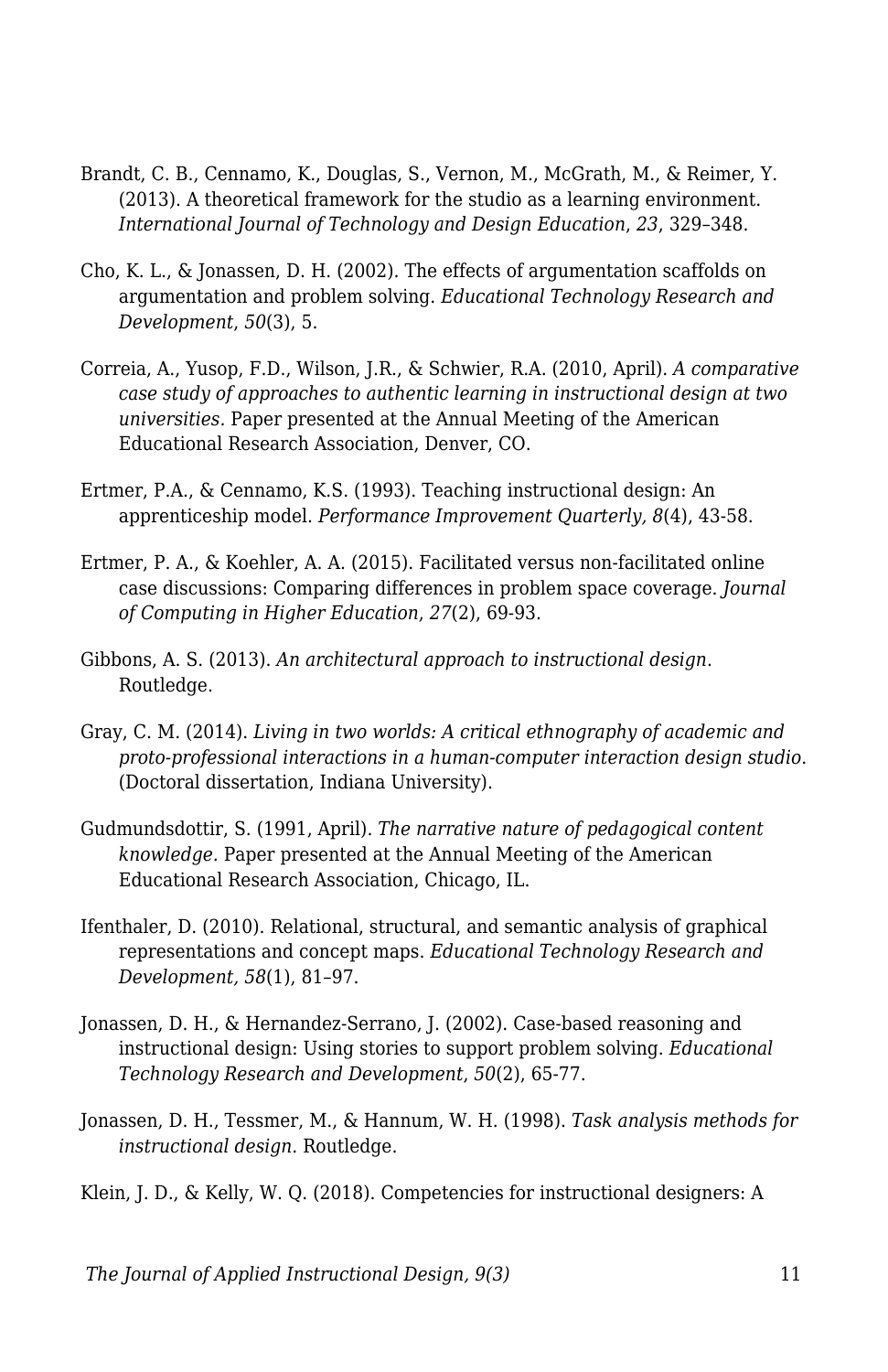Brandt, C. B., Cennamo, K., Douglas, S., Vernon, M., McGrath, M., & Reimer, Y. (2013). A theoretical framework for the studio as a learning environment. *International Journal of Technology and Design Education*, *23*, 329–348.

Cho, K. L., & Jonassen, D. H. (2002). The effects of argumentation scaffolds on argumentation and problem solving. *Educational Technology Research and Development*, *50*(3), 5.

Correia, A., Yusop, F.D., Wilson, J.R., & Schwier, R.A. (2010, April). *A comparative case study of approaches to authentic learning in instructional design at two universities.* Paper presented at the Annual Meeting of the American Educational Research Association, Denver, CO.

Ertmer, P.A., & Cennamo, K.S. (1993). Teaching instructional design: An apprenticeship model. *Performance Improvement Quarterly, 8*(4), 43-58.

Ertmer, P. A., & Koehler, A. A. (2015). Facilitated versus non-facilitated online case discussions: Comparing differences in problem space coverage. *Journal of Computing in Higher Education*, *27*(2), 69-93.

Gibbons, A. S. (2013). *An architectural approach to instructional design*. Routledge.

Gray, C. M. (2014). *Living in two worlds: A critical ethnography of academic and proto-professional interactions in a human-computer interaction design studio*. (Doctoral dissertation, Indiana University).

Gudmundsdottir, S. (1991, April). *The narrative nature of pedagogical content knowledge*. Paper presented at the Annual Meeting of the American Educational Research Association, Chicago, IL.

Ifenthaler, D. (2010). Relational, structural, and semantic analysis of graphical representations and concept maps. *Educational Technology Research and Development, 58*(1), 81–97.

Jonassen, D. H., & Hernandez-Serrano, J. (2002). Case-based reasoning and instructional design: Using stories to support problem solving. *Educational Technology Research and Development*, *50*(2), 65-77.

Jonassen, D. H., Tessmer, M., & Hannum, W. H. (1998). *Task analysis methods for instructional design*. Routledge.

Klein, J. D., & Kelly, W. Q. (2018). Competencies for instructional designers: A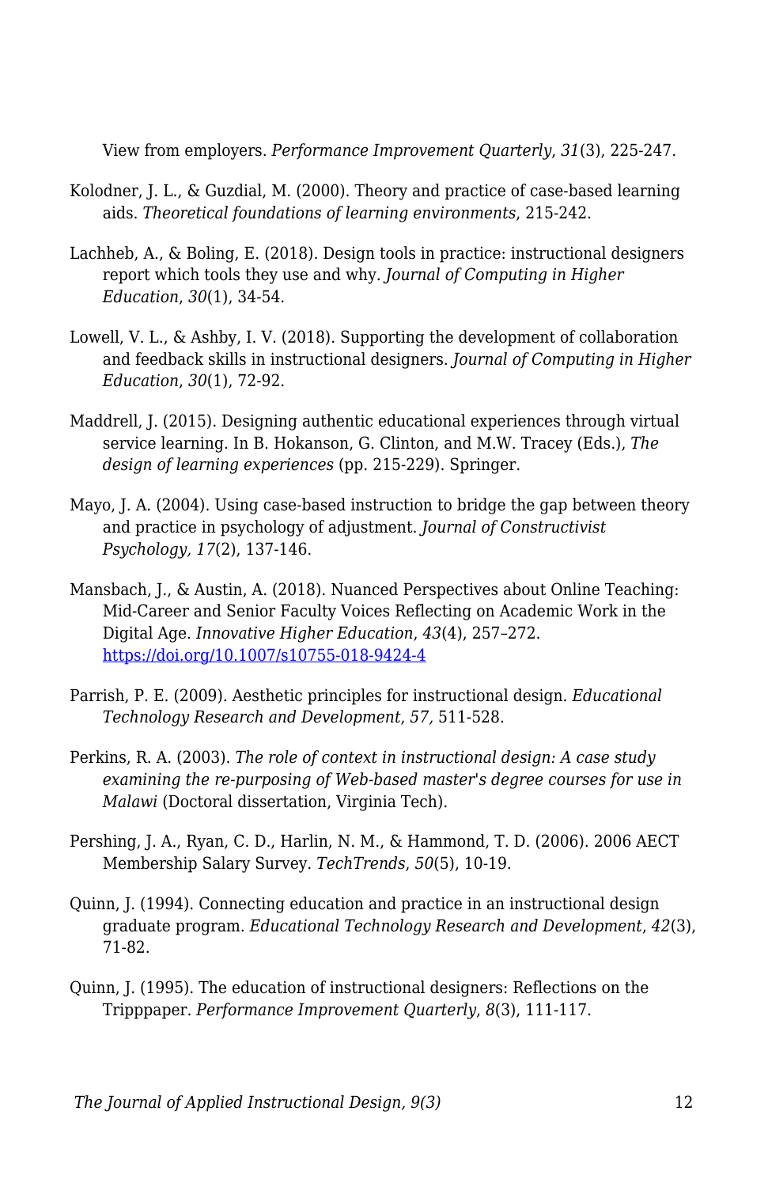View from employers. *Performance Improvement Quarterly*, *31*(3), 225-247.

Kolodner, J. L., & Guzdial, M. (2000). Theory and practice of case-based learning aids. *Theoretical foundations of learning environments*, 215-242.

Lachheb, A., & Boling, E. (2018). Design tools in practice: instructional designers report which tools they use and why. *Journal of Computing in Higher Education*, *30*(1), 34-54.

Lowell, V. L., & Ashby, I. V. (2018). Supporting the development of collaboration and feedback skills in instructional designers. *Journal of Computing in Higher Education*, *30*(1), 72-92.

Maddrell, J. (2015). Designing authentic educational experiences through virtual service learning. In B. Hokanson, G. Clinton, and M.W. Tracey (Eds.), *The design of learning experiences* (pp. 215-229). Springer.

Mayo, J. A. (2004). Using case-based instruction to bridge the gap between theory and practice in psychology of adjustment. *Journal of Constructivist Psychology, 17*(2), 137-146.

Mansbach, J., & Austin, A. (2018). Nuanced Perspectives about Online Teaching: Mid-Career and Senior Faculty Voices Reflecting on Academic Work in the Digital Age. *Innovative Higher Education*, *43*(4), 257–272. [https://doi.org/10.1007/s10755-018-9424-4](https://doi.org/10.1007/s10755-018-9424-4)

Parrish, P. E. (2009). Aesthetic principles for instructional design. *Educational Technology Research and Development*, *57,* 511-528.

Perkins, R. A. (2003). *The role of context in instructional design: A case study examining the re-purposing of Web-based master's degree courses for use in Malawi* (Doctoral dissertation, Virginia Tech).

Pershing, J. A., Ryan, C. D., Harlin, N. M., & Hammond, T. D. (2006). 2006 AECT Membership Salary Survey. *TechTrends*, *50*(5), 10-19.

Quinn, J. (1994). Connecting education and practice in an instructional design graduate program. *Educational Technology Research and Development*, *42*(3), 71-82.

Quinn, J. (1995). The education of instructional designers: Reflections on the Tripppaper. *Performance Improvement Quarterly*, *8*(3), 111-117.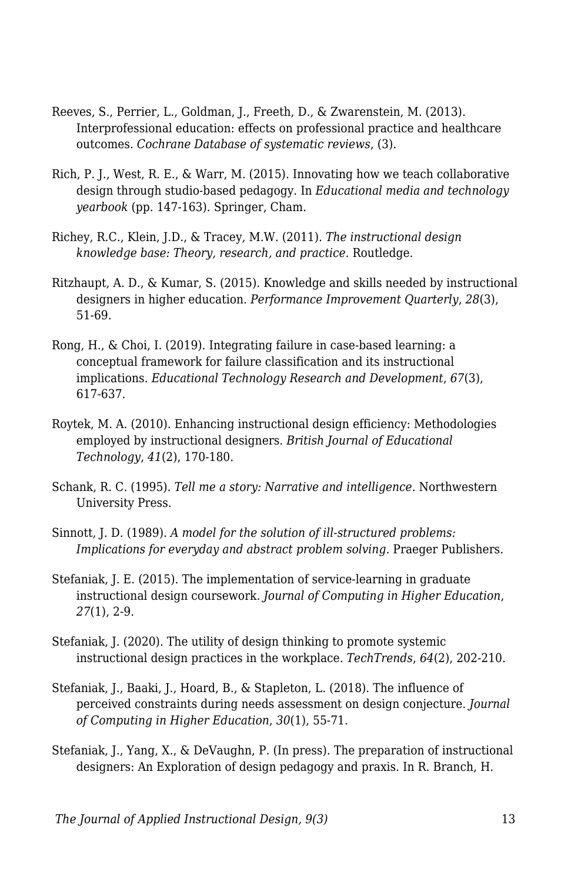Reeves, S., Perrier, L., Goldman, J., Freeth, D., & Zwarenstein, M. (2013). Interprofessional education: effects on professional practice and healthcare outcomes. *Cochrane Database of systematic reviews*, (3).

Rich, P. J., West, R. E., & Warr, M. (2015). Innovating how we teach collaborative design through studio-based pedagogy. In *Educational media and technology yearbook* (pp. 147-163). Springer, Cham.

Richey, R.C., Klein, J.D., & Tracey, M.W. (2011). *The instructional design knowledge base: Theory, research, and practice.* Routledge.

Ritzhaupt, A. D., & Kumar, S. (2015). Knowledge and skills needed by instructional designers in higher education. *Performance Improvement Quarterly*, *28*(3), 51-69.

Rong, H., & Choi, I. (2019). Integrating failure in case-based learning: a conceptual framework for failure classification and its instructional implications. *Educational Technology Research and Development*, *67*(3), 617-637.

Roytek, M. A. (2010). Enhancing instructional design efficiency: Methodologies employed by instructional designers. *British Journal of Educational Technology*, *41*(2), 170-180.

Schank, R. C. (1995). *Tell me a story: Narrative and intelligence*. Northwestern University Press.

Sinnott, J. D. (1989). *A model for the solution of ill-structured problems: Implications for everyday and abstract problem solving*. Praeger Publishers.

Stefaniak, J. E. (2015). The implementation of service-learning in graduate instructional design coursework. *Journal of Computing in Higher Education*, *27*(1), 2-9.

Stefaniak, J. (2020). The utility of design thinking to promote systemic instructional design practices in the workplace. *TechTrends*, *64*(2), 202-210.

Stefaniak, J., Baaki, J., Hoard, B., & Stapleton, L. (2018). The influence of perceived constraints during needs assessment on design conjecture. *Journal of Computing in Higher Education*, *30*(1), 55-71.

Stefaniak, J., Yang, X., & DeVaughn, P. (In press). The preparation of instructional designers: An Exploration of design pedagogy and praxis. In R. Branch, H.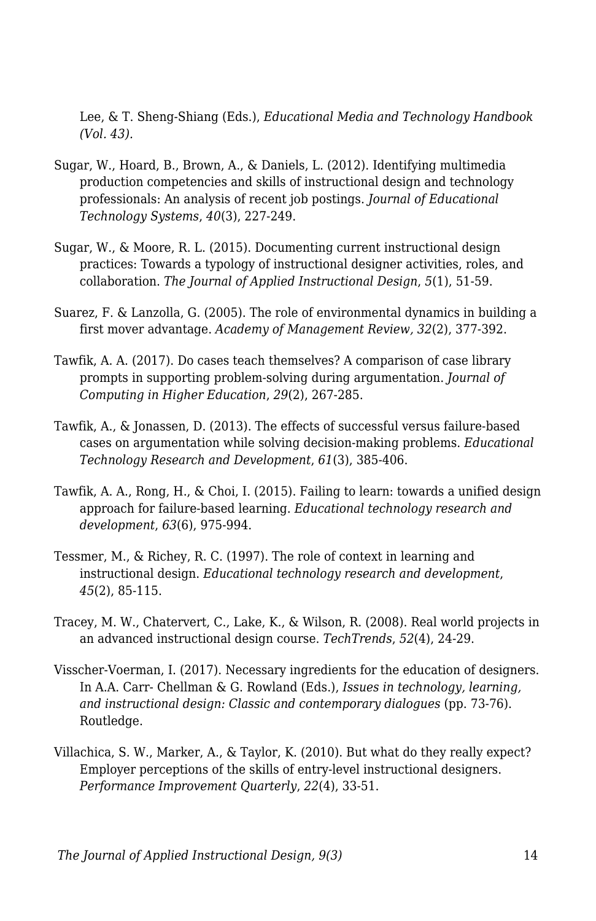Lee, & T. Sheng-Shiang (Eds.), *Educational Media and Technology Handbook (Vol. 43).*

Sugar, W., Hoard, B., Brown, A., & Daniels, L. (2012). Identifying multimedia production competencies and skills of instructional design and technology professionals: An analysis of recent job postings. *Journal of Educational Technology Systems*, *40*(3), 227-249.

Sugar, W., & Moore, R. L. (2015). Documenting current instructional design practices: Towards a typology of instructional designer activities, roles, and collaboration. *The Journal of Applied Instructional Design*, *5*(1), 51-59.

Suarez, F. & Lanzolla, G. (2005). The role of environmental dynamics in building a first mover advantage. *Academy of Management Review, 32*(2), 377-392.

Tawfik, A. A. (2017). Do cases teach themselves? A comparison of case library prompts in supporting problem-solving during argumentation. *Journal of Computing in Higher Education*, *29*(2), 267-285.

Tawfik, A., & Jonassen, D. (2013). The effects of successful versus failure-based cases on argumentation while solving decision-making problems. *Educational Technology Research and Development*, *61*(3), 385-406.

Tawfik, A. A., Rong, H., & Choi, I. (2015). Failing to learn: towards a unified design approach for failure-based learning. *Educational technology research and development*, *63*(6), 975-994.

Tessmer, M., & Richey, R. C. (1997). The role of context in learning and instructional design. *Educational technology research and development*, *45*(2), 85-115.

Tracey, M. W., Chatervert, C., Lake, K., & Wilson, R. (2008). Real world projects in an advanced instructional design course. *TechTrends*, *52*(4), 24-29.

Visscher-Voerman, I. (2017). Necessary ingredients for the education of designers. In A.A. Carr- Chellman & G. Rowland (Eds.), *Issues in technology, learning, and instructional design: Classic and contemporary dialogues* (pp. 73-76). Routledge.

Villachica, S. W., Marker, A., & Taylor, K. (2010). But what do they really expect? Employer perceptions of the skills of entry-level instructional designers. *Performance Improvement Quarterly*, *22*(4), 33-51.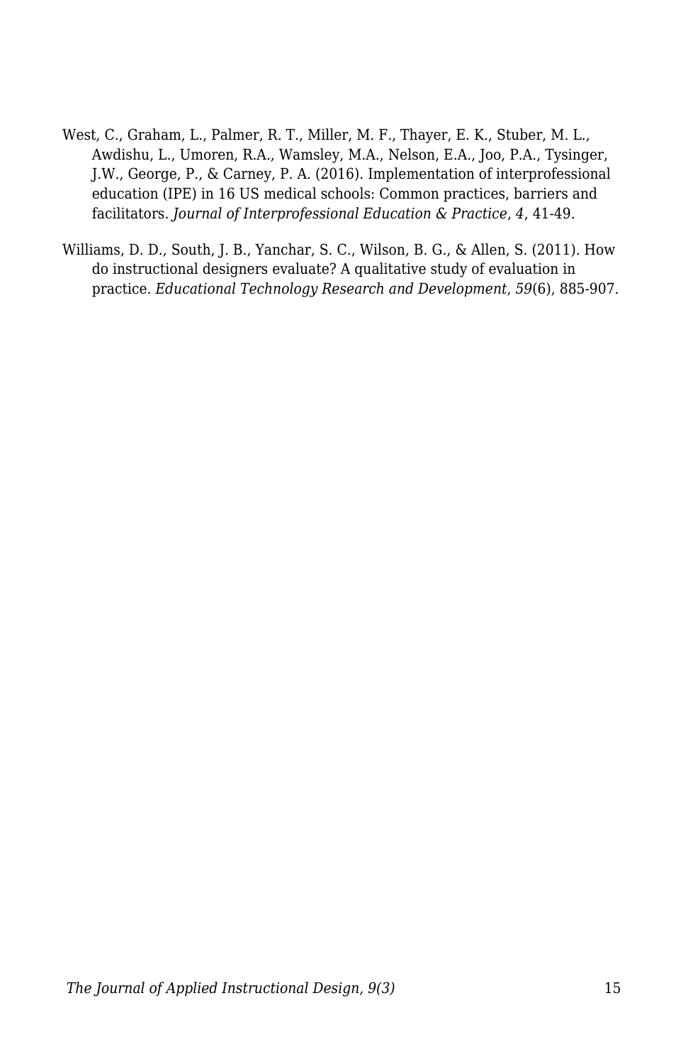West, C., Graham, L., Palmer, R. T., Miller, M. F., Thayer, E. K., Stuber, M. L., Awdishu, L., Umoren, R.A., Wamsley, M.A., Nelson, E.A., Joo, P.A., Tysinger, J.W., George, P., & Carney, P. A. (2016). Implementation of interprofessional education (IPE) in 16 US medical schools: Common practices, barriers and facilitators. *Journal of Interprofessional Education & Practice*, *4*, 41-49.

Williams, D. D., South, J. B., Yanchar, S. C., Wilson, B. G., & Allen, S. (2011). How do instructional designers evaluate? A qualitative study of evaluation in practice. *Educational Technology Research and Development*, *59*(6), 885-907.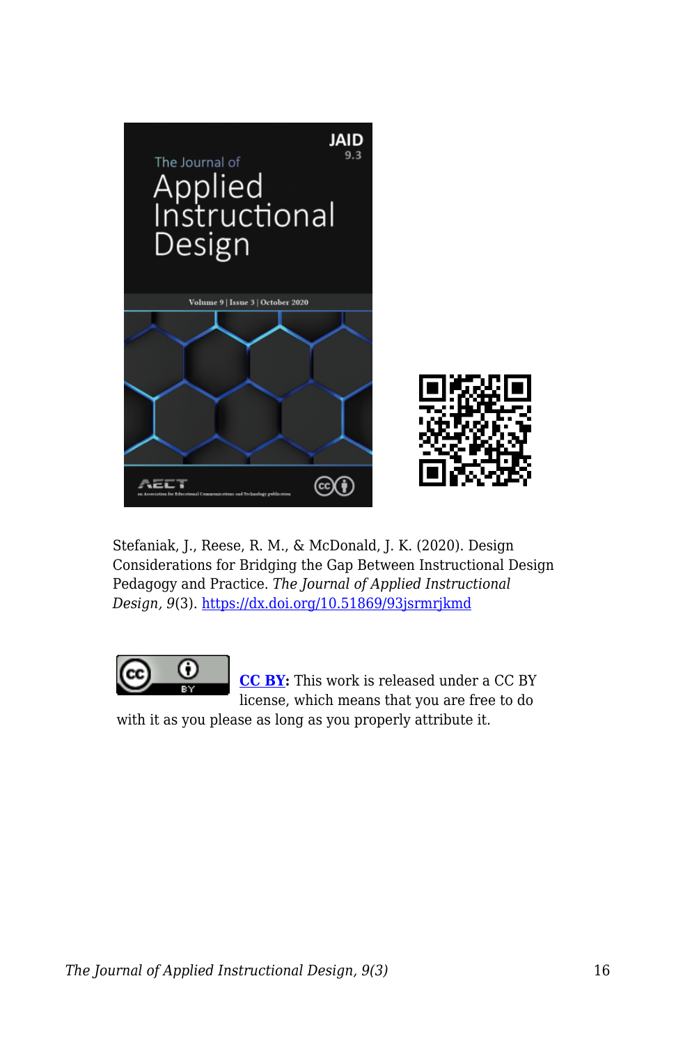Stefaniak, J., Reese, R. M., & McDonald, J. K. (2020). Design Considerations for Bridging the Gap Between Instructional Design Pedagogy and Practice. *The Journal of Applied Instructional Design, 9*(3). https://dx.doi.org/10.51869/93jsrmrjkmd

**CC BY:** This work is released under a CC BY license, which means that you are free to do with it as you please as long as you properly attribute it.